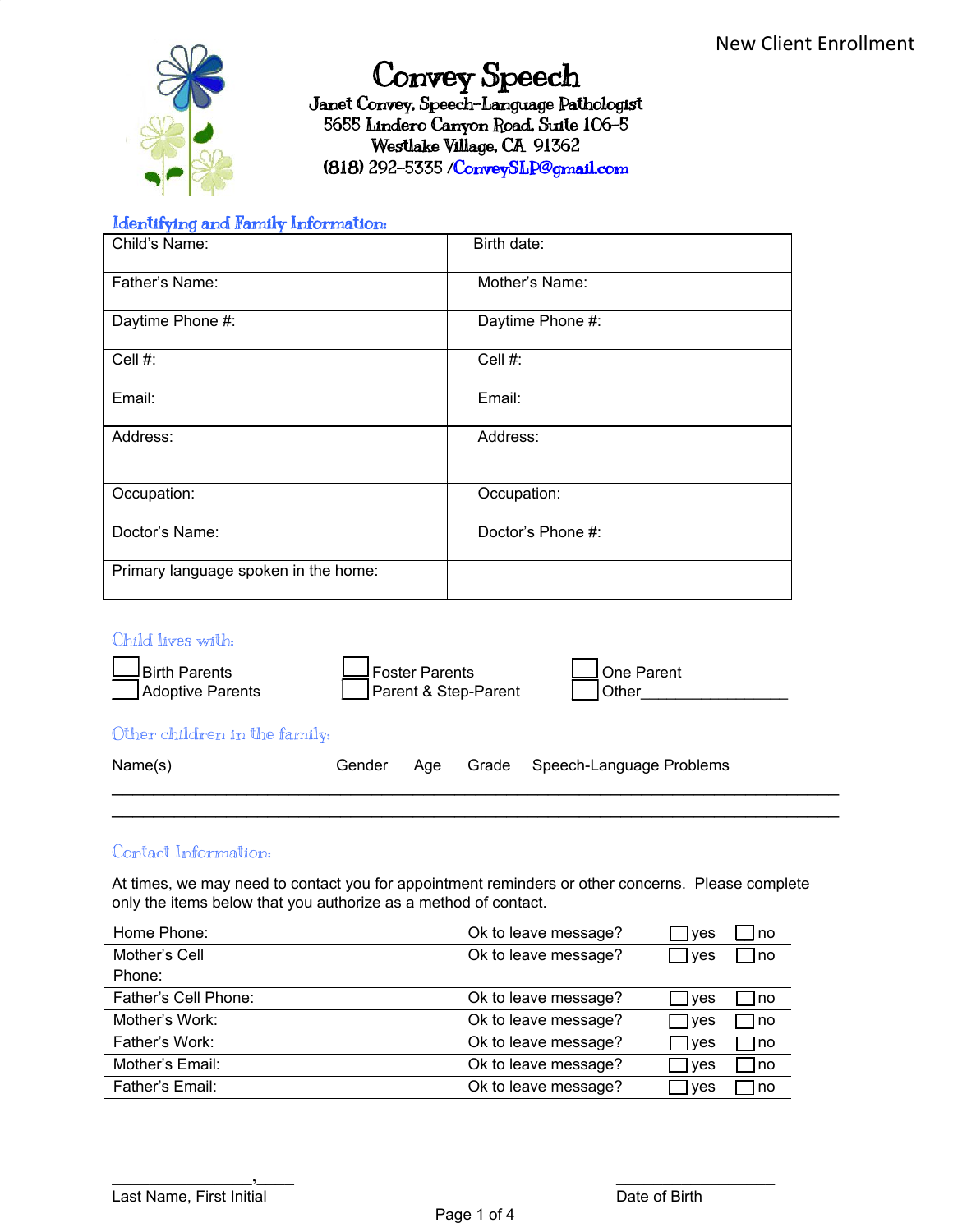New Client Enrollment

# Convey Speech

Janet Convey, Speech-Language Pathologist
5655 Lindero Canyon Road, Suite 106-5
Westlake Village, CA 91362
(818) 292-5335 / ConveySLP@gmail.com

## Identifying and Family Information:

| | |
|---|---|
| Child's Name: | Birth date: |
| Father's Name: | Mother's Name: |
| Daytime Phone #: | Daytime Phone #: |
| Cell #: | Cell #: |
| Email: | Email: |
| Address: | Address: |
| Occupation: | Occupation: |
| Doctor's Name: | Doctor's Phone #: |
| Primary language spoken in the home: | |

## Child lives with:

☐ Birth Parents
☐ Adoptive Parents
☐ Foster Parents
☐ Parent & Step-Parent
☐ One Parent
☐ Other_________________

## Other children in the family:

Name(s) Gender Age Grade Speech-Language Problems

_______________________________________________________________________________

_______________________________________________________________________________

## Contact Information:

At times, we may need to contact you for appointment reminders or other concerns. Please complete only the items below that you authorize as a method of contact.

| | | | |
|---|---|---|---|
| Home Phone: | Ok to leave message? | ☐ yes | ☐ no |
| Mother's Cell Phone: | Ok to leave message? | ☐ yes | ☐ no |
| Father's Cell Phone: | Ok to leave message? | ☐ yes | ☐ no |
| Mother's Work: | Ok to leave message? | ☐ yes | ☐ no |
| Father's Work: | Ok to leave message? | ☐ yes | ☐ no |
| Mother's Email: | Ok to leave message? | ☐ yes | ☐ no |
| Father's Email: | Ok to leave message? | ☐ yes | ☐ no |

_________________,_____
Last Name, First Initial

____________________
Date of Birth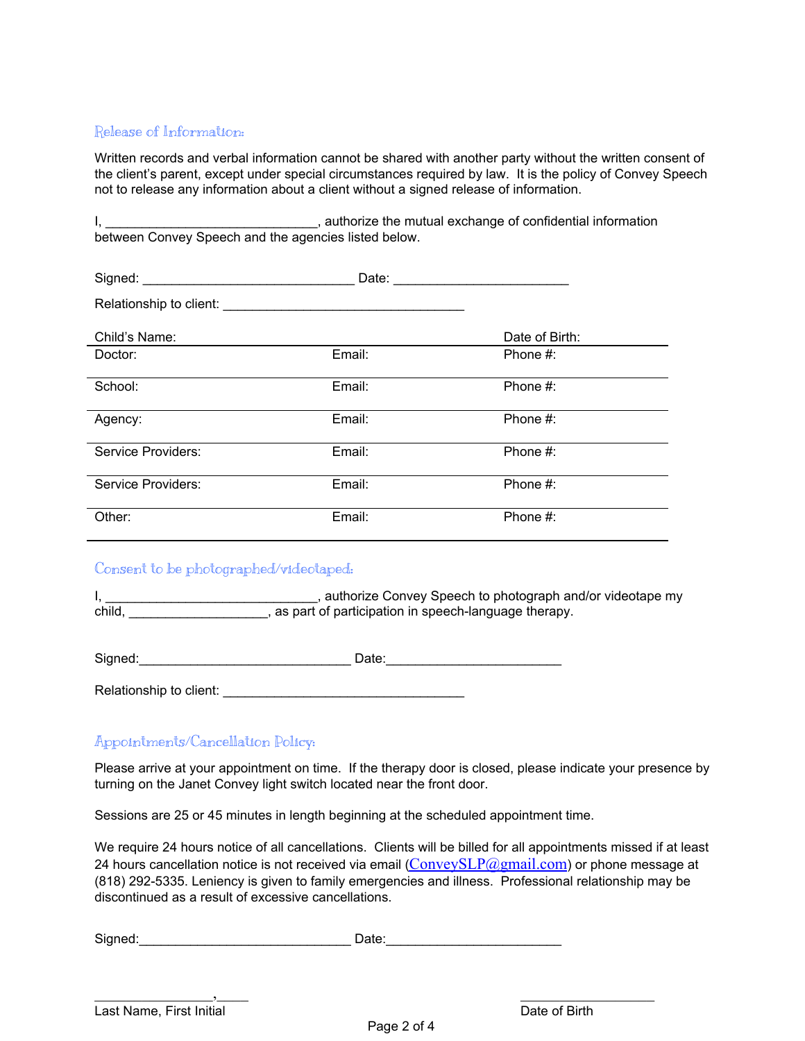## Release of Information:

Written records and verbal information cannot be shared with another party without the written consent of the client's parent, except under special circumstances required by law. It is the policy of Convey Speech not to release any information about a client without a signed release of information.

I, _____________________________, authorize the mutual exchange of confidential information between Convey Speech and the agencies listed below.

Signed: _____________________________ Date: ________________________

Relationship to client: _________________________________

| Child's Name: | | Date of Birth: |
|---|---|---|
| Doctor: | Email: | Phone #: |
| School: | Email: | Phone #: |
| Agency: | Email: | Phone #: |
| Service Providers: | Email: | Phone #: |
| Service Providers: | Email: | Phone #: |
| Other: | Email: | Phone #: |

## Consent to be photographed/videotaped:

I, _____________________________, authorize Convey Speech to photograph and/or videotape my child, ___________________, as part of participation in speech-language therapy.

Signed:_____________________________ Date:________________________

Relationship to client: _________________________________

## Appointments/Cancellation Policy:

Please arrive at your appointment on time. If the therapy door is closed, please indicate your presence by turning on the Janet Convey light switch located near the front door.

Sessions are 25 or 45 minutes in length beginning at the scheduled appointment time.

We require 24 hours notice of all cancellations. Clients will be billed for all appointments missed if at least 24 hours cancellation notice is not received via email (ConveySLP@gmail.com) or phone message at (818) 292-5335. Leniency is given to family emergencies and illness. Professional relationship may be discontinued as a result of excessive cancellations.

Signed:_____________________________ Date:________________________

________________,____
Last Name, First Initial

__________________
Date of Birth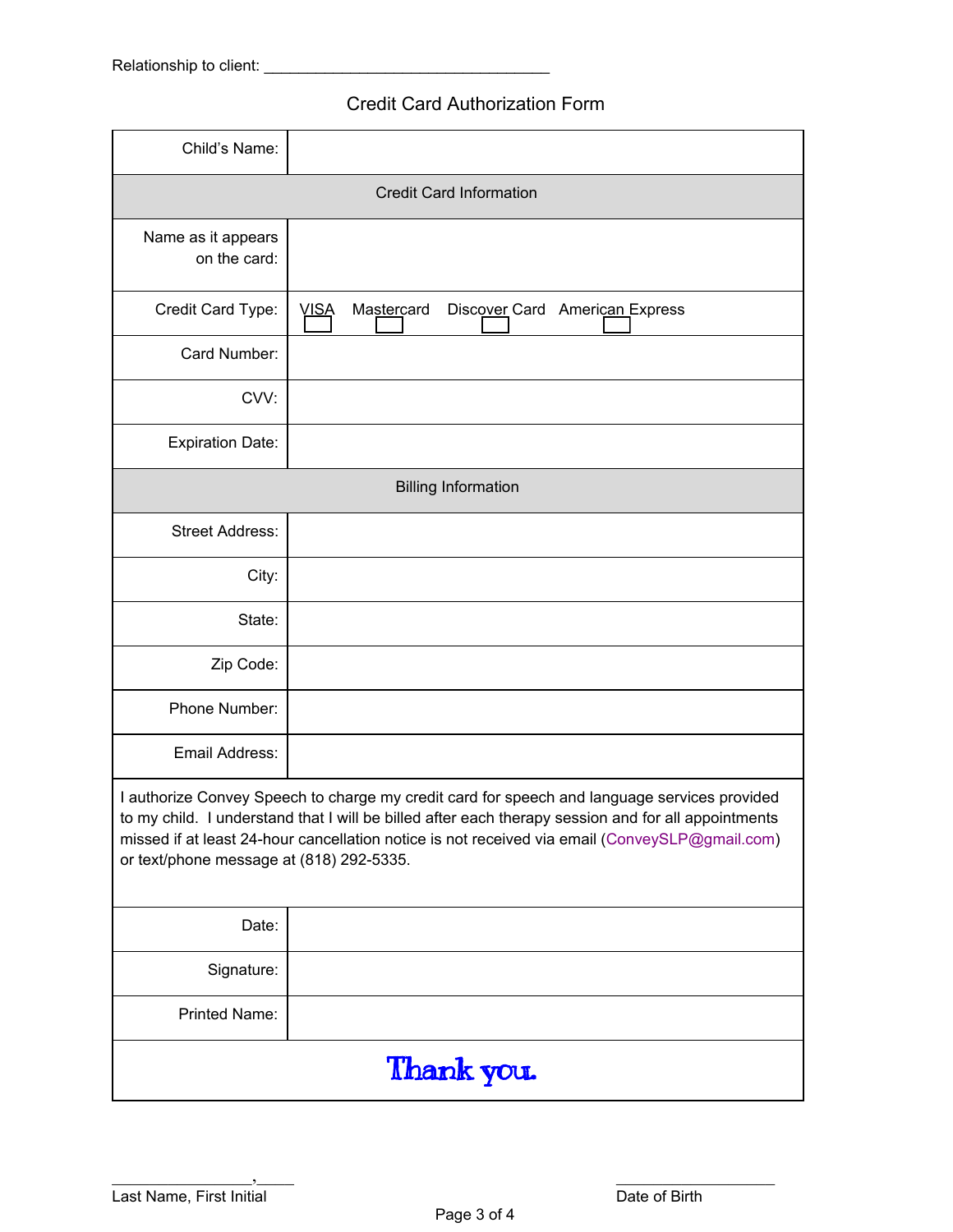Relationship to client: ___________________________________

## Credit Card Authorization Form

| | |
|---|---|
| Child's Name: | |
| **Credit Card Information** | |
| Name as it appears on the card: | |
| Credit Card Type: | VISA ☐ Mastercard ☐ Discover Card ☐ American Express ☐ |
| Card Number: | |
| CVV: | |
| Expiration Date: | |
| **Billing Information** | |
| Street Address: | |
| City: | |
| State: | |
| Zip Code: | |
| Phone Number: | |
| Email Address: | |

I authorize Convey Speech to charge my credit card for speech and language services provided to my child. I understand that I will be billed after each therapy session and for all appointments missed if at least 24-hour cancellation notice is not received via email (ConveySLP@gmail.com) or text/phone message at (818) 292-5335.

| | |
|---|---|
| Date: | |
| Signature: | |
| Printed Name: | |

**Thank you.**

_______________,_____
Last Name, First Initial

____________________
Date of Birth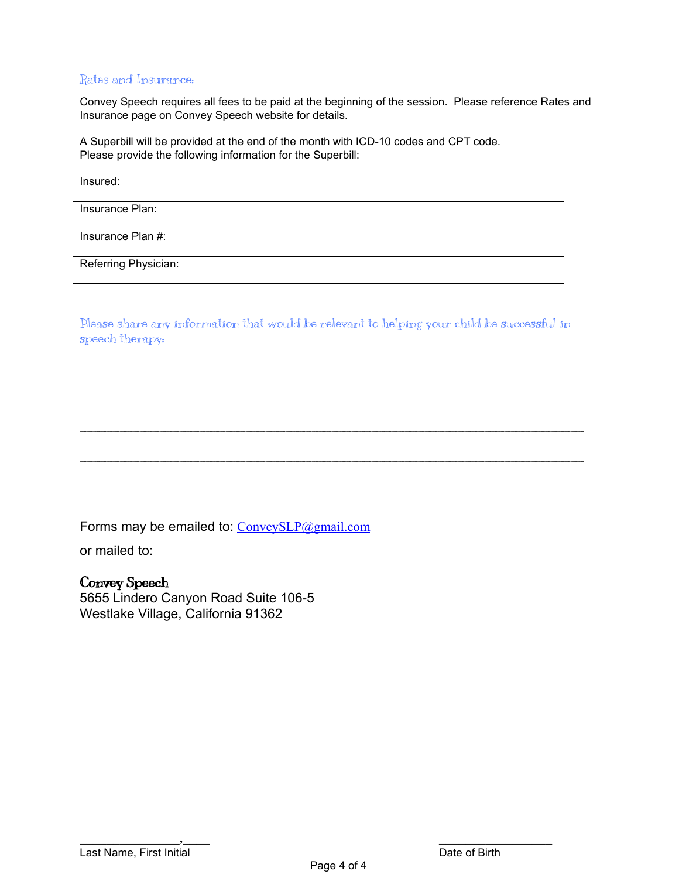## Rates and Insurance:

Convey Speech requires all fees to be paid at the beginning of the session. Please reference Rates and Insurance page on Convey Speech website for details.

A Superbill will be provided at the end of the month with ICD-10 codes and CPT code.
Please provide the following information for the Superbill:

Insured: ________________________________________________________________

Insurance Plan: ________________________________________________________________

Insurance Plan #: ________________________________________________________________

Referring Physician: ________________________________________________________________

## Please share any information that would be relevant to helping your child be successful in speech therapy:

______________________________________________________________________________

______________________________________________________________________________

______________________________________________________________________________

______________________________________________________________________________

Forms may be emailed to: ConveySLP@gmail.com

or mailed to:

**Convey Speech**
5655 Lindero Canyon Road Suite 106-5
Westlake Village, California 91362

________________,____
Last Name, First Initial

__________________
Date of Birth